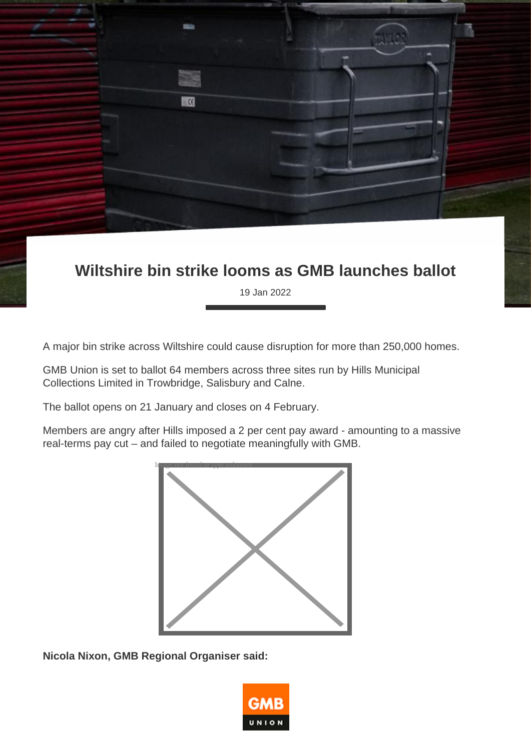# Wiltshire bin strike looms as GMB launches ballot

19 Jan 2022

A major bin strike across Wiltshire could cause disruption for more than 250,000 homes.

GMB Union is set to ballot 64 members across three sites run by Hills Municipal Collections Limited in Trowbridge, Salisbury and Calne.

The ballot opens on 21 January and closes on 4 February.

Members are angry after Hills imposed a 2 per cent pay award - amounting to a massive real-terms pay cut – and failed to negotiate meaningfully with GMB.

**Nicola Nixon, GMB Regional Organiser said:**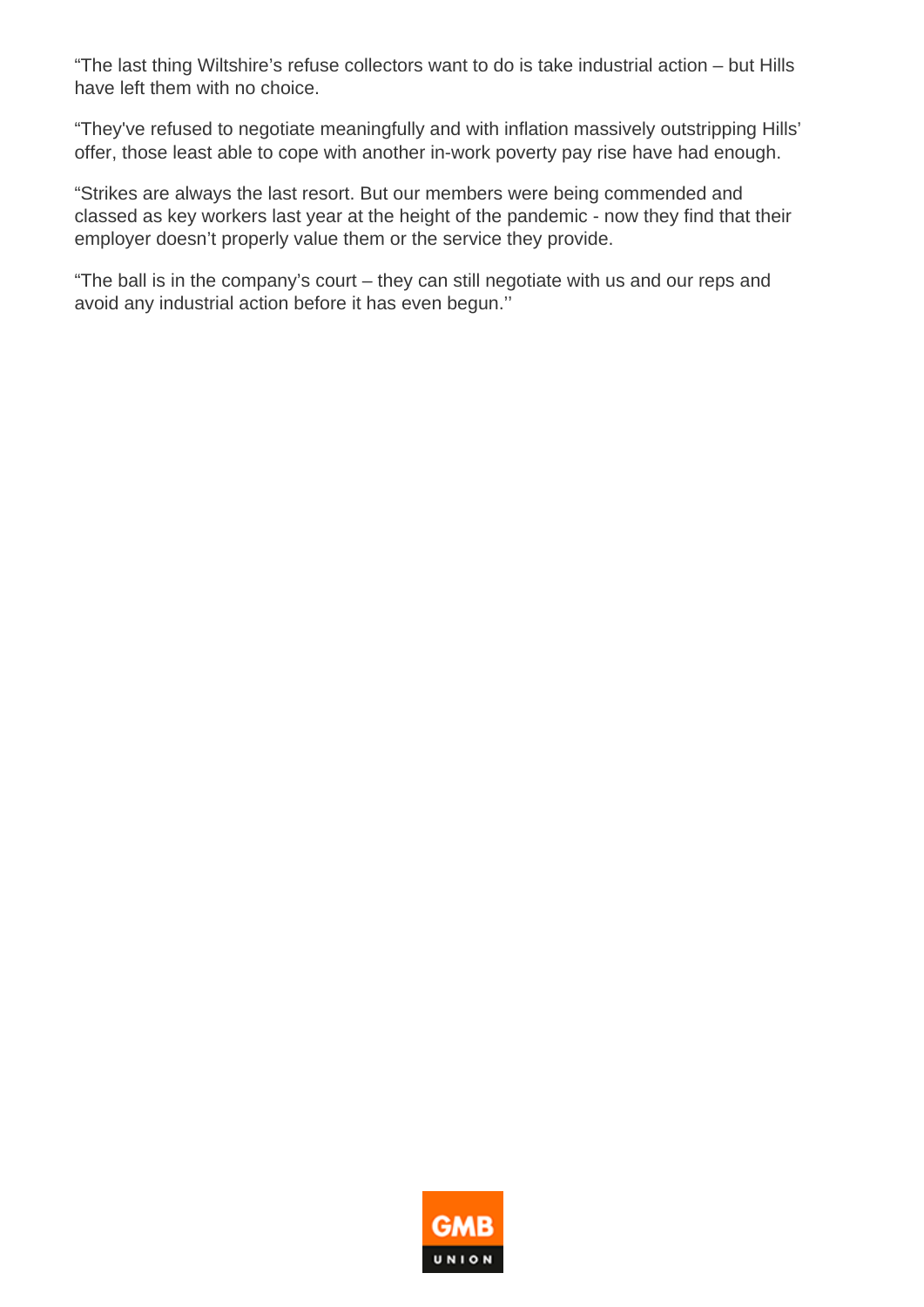"The last thing Wiltshire's refuse collectors want to do is take industrial action – but Hills have left them with no choice.

"They've refused to negotiate meaningfully and with inflation massively outstripping Hills' offer, those least able to cope with another in-work poverty pay rise have had enough.

"Strikes are always the last resort. But our members were being commended and classed as key workers last year at the height of the pandemic - now they find that their employer doesn't properly value them or the service they provide.

"The ball is in the company's court – they can still negotiate with us and our reps and avoid any industrial action before it has even begun.''